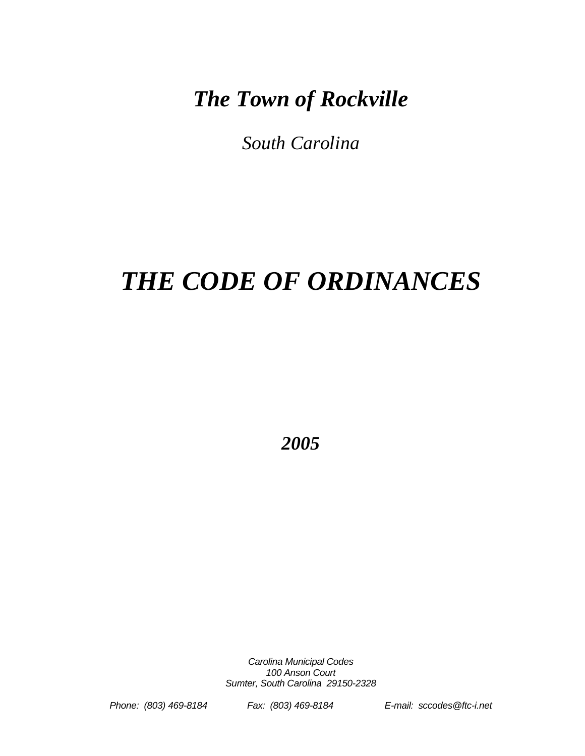# *The Town of Rockville*

*South Carolina*

# *THE CODE OF ORDINANCES*

***2005***

*Carolina Municipal Codes*
*100 Anson Court*
*Sumter, South Carolina 29150-2328*

*Phone: (803) 469-8184* *Fax: (803) 469-8184* *E-mail: sccodes@ftc-i.net*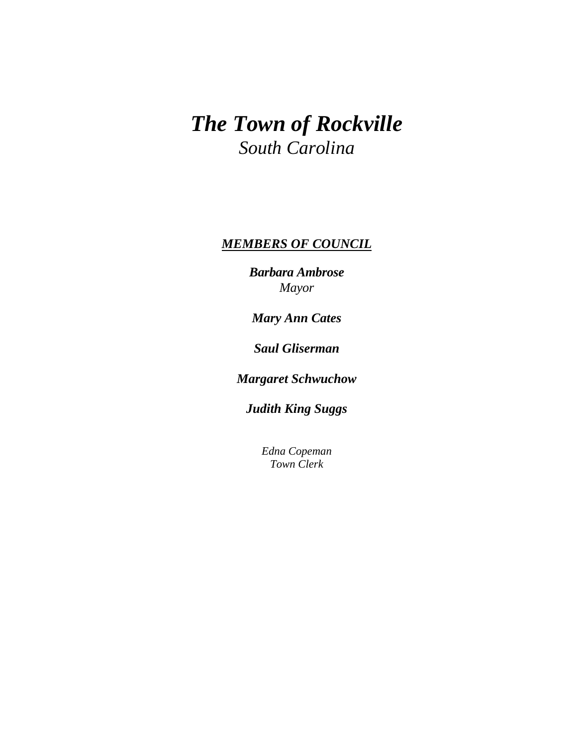# ***The Town of Rockville***

*South Carolina*

***MEMBERS OF COUNCIL***

***Barbara Ambrose***
*Mayor*

***Mary Ann Cates***

***Saul Gliserman***

***Margaret Schwuchow***

***Judith King Suggs***

*Edna Copeman*
*Town Clerk*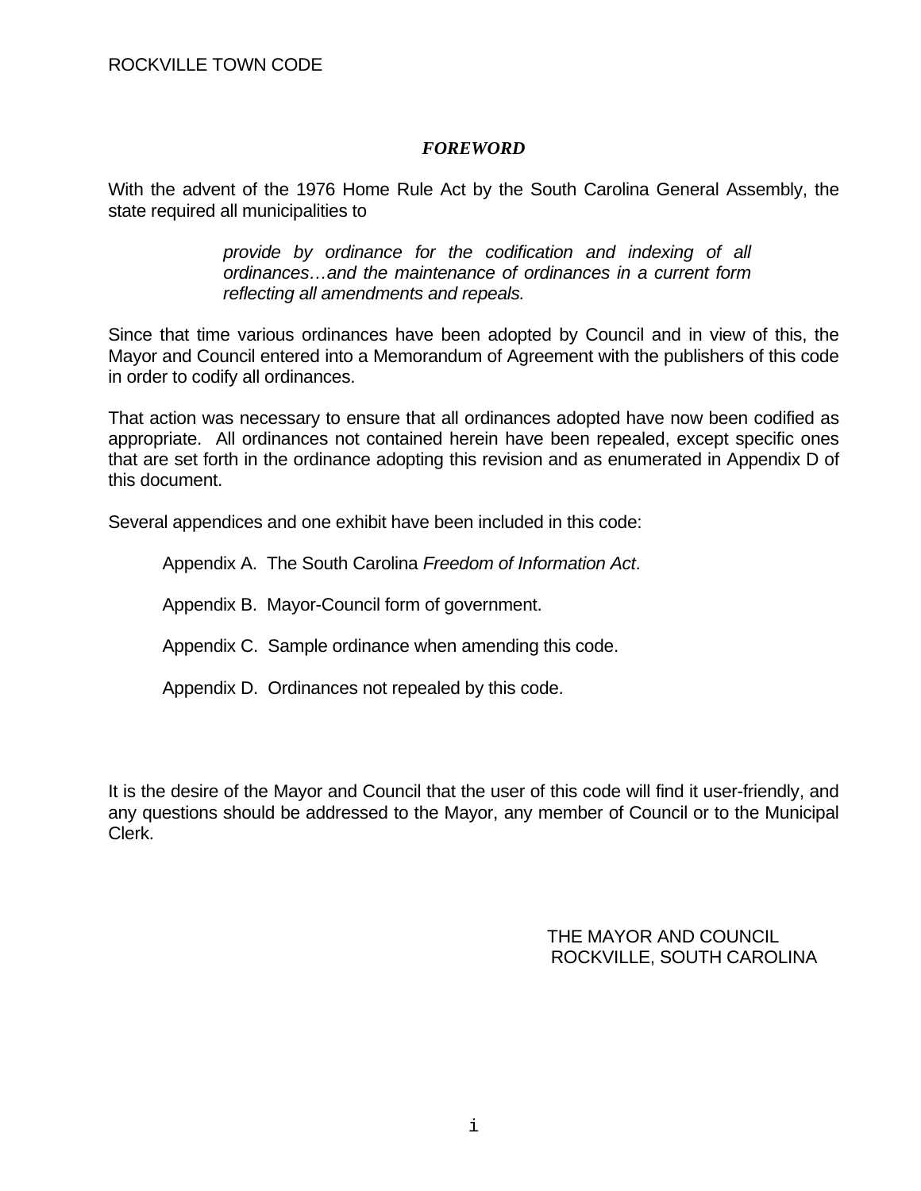## *FOREWORD*

With the advent of the 1976 Home Rule Act by the South Carolina General Assembly, the state required all municipalities to

> *provide by ordinance for the codification and indexing of all ordinances…and the maintenance of ordinances in a current form reflecting all amendments and repeals.*

Since that time various ordinances have been adopted by Council and in view of this, the Mayor and Council entered into a Memorandum of Agreement with the publishers of this code in order to codify all ordinances.

That action was necessary to ensure that all ordinances adopted have now been codified as appropriate. All ordinances not contained herein have been repealed, except specific ones that are set forth in the ordinance adopting this revision and as enumerated in Appendix D of this document.

Several appendices and one exhibit have been included in this code:

Appendix A. The South Carolina *Freedom of Information Act*.

Appendix B. Mayor-Council form of government.

Appendix C. Sample ordinance when amending this code.

Appendix D. Ordinances not repealed by this code.

It is the desire of the Mayor and Council that the user of this code will find it user-friendly, and any questions should be addressed to the Mayor, any member of Council or to the Municipal Clerk.

THE MAYOR AND COUNCIL
ROCKVILLE, SOUTH CAROLINA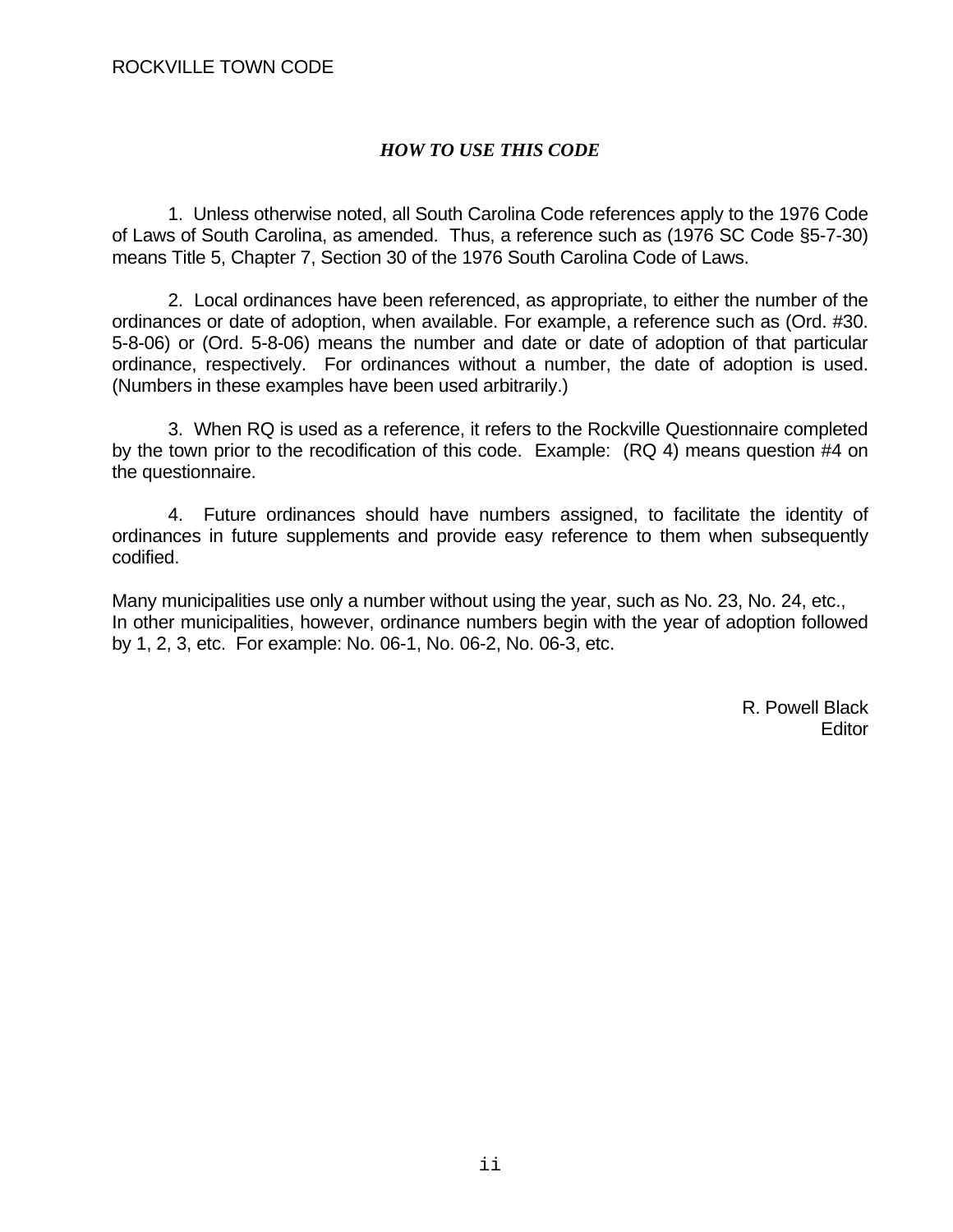## *HOW TO USE THIS CODE*

1. Unless otherwise noted, all South Carolina Code references apply to the 1976 Code of Laws of South Carolina, as amended. Thus, a reference such as (1976 SC Code §5-7-30) means Title 5, Chapter 7, Section 30 of the 1976 South Carolina Code of Laws.

2. Local ordinances have been referenced, as appropriate, to either the number of the ordinances or date of adoption, when available. For example, a reference such as (Ord. #30. 5-8-06) or (Ord. 5-8-06) means the number and date or date of adoption of that particular ordinance, respectively. For ordinances without a number, the date of adoption is used. (Numbers in these examples have been used arbitrarily.)

3. When RQ is used as a reference, it refers to the Rockville Questionnaire completed by the town prior to the recodification of this code. Example: (RQ 4) means question #4 on the questionnaire.

4. Future ordinances should have numbers assigned, to facilitate the identity of ordinances in future supplements and provide easy reference to them when subsequently codified.

Many municipalities use only a number without using the year, such as No. 23, No. 24, etc., In other municipalities, however, ordinance numbers begin with the year of adoption followed by 1, 2, 3, etc. For example: No. 06-1, No. 06-2, No. 06-3, etc.

R. Powell Black
Editor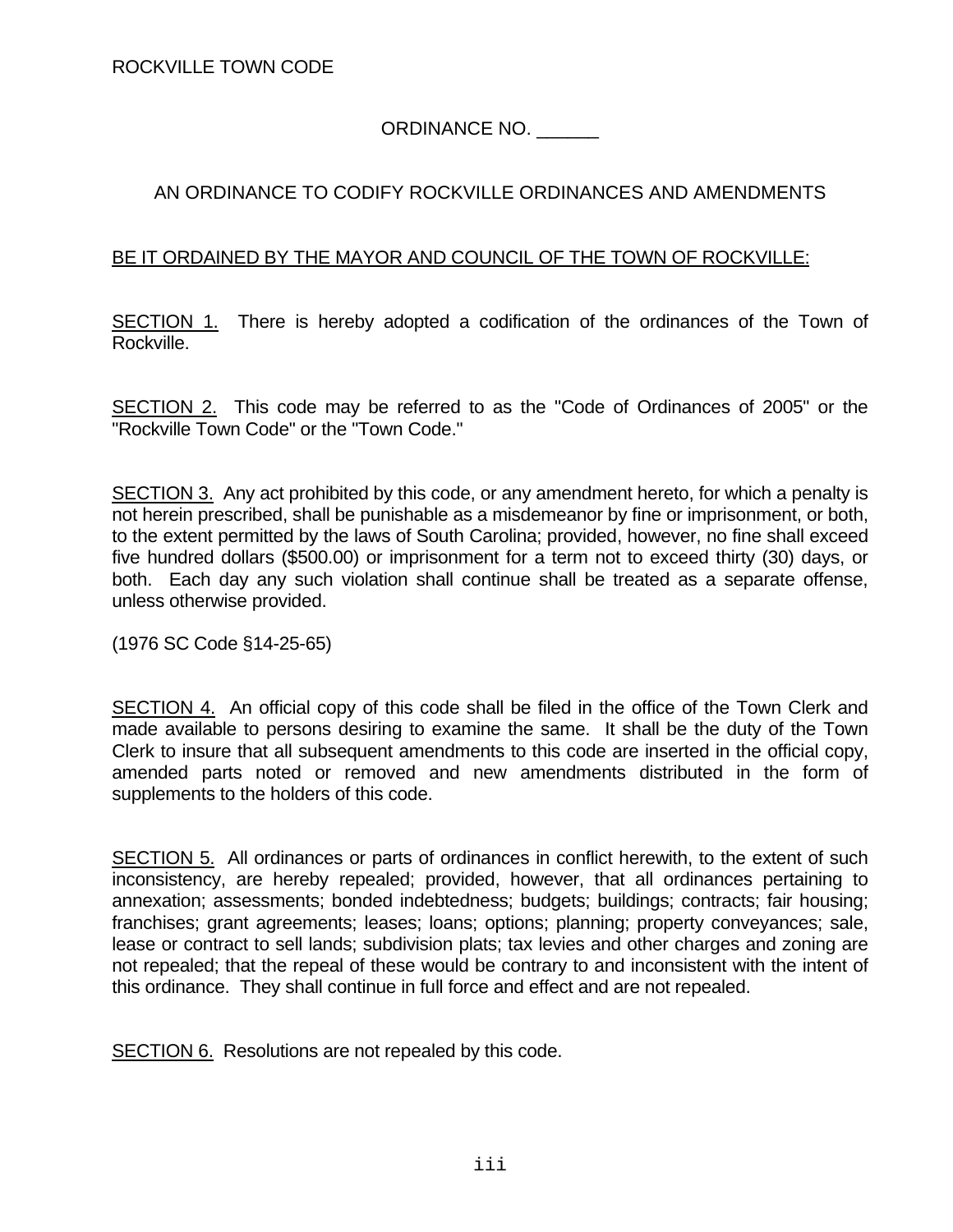ORDINANCE NO. ______

AN ORDINANCE TO CODIFY ROCKVILLE ORDINANCES AND AMENDMENTS

BE IT ORDAINED BY THE MAYOR AND COUNCIL OF THE TOWN OF ROCKVILLE:

SECTION 1. There is hereby adopted a codification of the ordinances of the Town of Rockville.

SECTION 2. This code may be referred to as the "Code of Ordinances of 2005" or the "Rockville Town Code" or the "Town Code."

SECTION 3. Any act prohibited by this code, or any amendment hereto, for which a penalty is not herein prescribed, shall be punishable as a misdemeanor by fine or imprisonment, or both, to the extent permitted by the laws of South Carolina; provided, however, no fine shall exceed five hundred dollars ($500.00) or imprisonment for a term not to exceed thirty (30) days, or both. Each day any such violation shall continue shall be treated as a separate offense, unless otherwise provided.

(1976 SC Code §14-25-65)

SECTION 4. An official copy of this code shall be filed in the office of the Town Clerk and made available to persons desiring to examine the same. It shall be the duty of the Town Clerk to insure that all subsequent amendments to this code are inserted in the official copy, amended parts noted or removed and new amendments distributed in the form of supplements to the holders of this code.

SECTION 5. All ordinances or parts of ordinances in conflict herewith, to the extent of such inconsistency, are hereby repealed; provided, however, that all ordinances pertaining to annexation; assessments; bonded indebtedness; budgets; buildings; contracts; fair housing; franchises; grant agreements; leases; loans; options; planning; property conveyances; sale, lease or contract to sell lands; subdivision plats; tax levies and other charges and zoning are not repealed; that the repeal of these would be contrary to and inconsistent with the intent of this ordinance. They shall continue in full force and effect and are not repealed.

SECTION 6. Resolutions are not repealed by this code.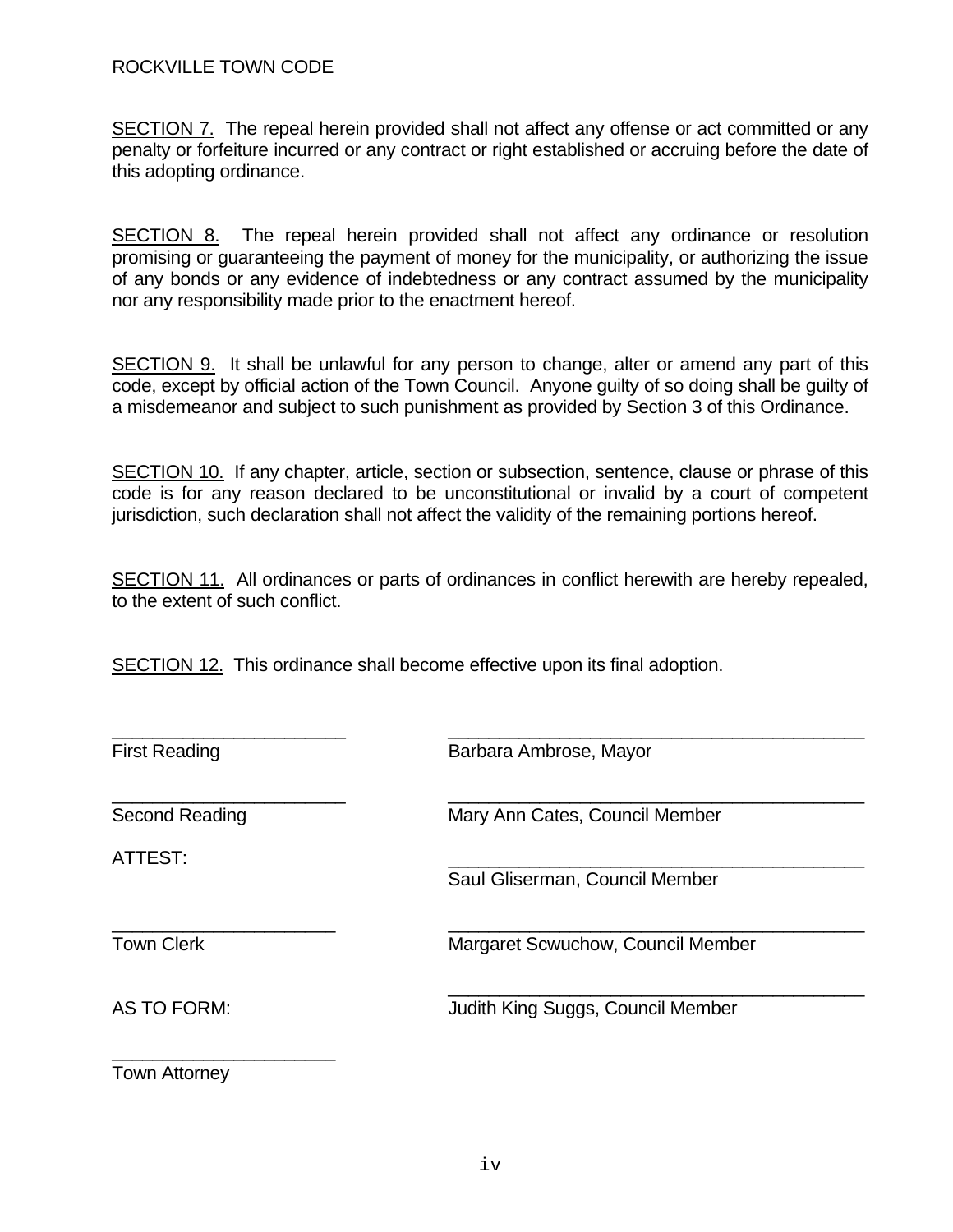SECTION 7. The repeal herein provided shall not affect any offense or act committed or any penalty or forfeiture incurred or any contract or right established or accruing before the date of this adopting ordinance.

SECTION 8. The repeal herein provided shall not affect any ordinance or resolution promising or guaranteeing the payment of money for the municipality, or authorizing the issue of any bonds or any evidence of indebtedness or any contract assumed by the municipality nor any responsibility made prior to the enactment hereof.

SECTION 9. It shall be unlawful for any person to change, alter or amend any part of this code, except by official action of the Town Council. Anyone guilty of so doing shall be guilty of a misdemeanor and subject to such punishment as provided by Section 3 of this Ordinance.

SECTION 10. If any chapter, article, section or subsection, sentence, clause or phrase of this code is for any reason declared to be unconstitutional or invalid by a court of competent jurisdiction, such declaration shall not affect the validity of the remaining portions hereof.

SECTION 11. All ordinances or parts of ordinances in conflict herewith are hereby repealed, to the extent of such conflict.

SECTION 12. This ordinance shall become effective upon its final adoption.

_______________________ First Reading

_______________________ Barbara Ambrose, Mayor

_______________________ Second Reading

_______________________ Mary Ann Cates, Council Member

ATTEST:

_______________________ Saul Gliserman, Council Member

_______________________ Town Clerk

_______________________ Margaret Scwuchow, Council Member

AS TO FORM:

_______________________ Judith King Suggs, Council Member

_______________________ Town Attorney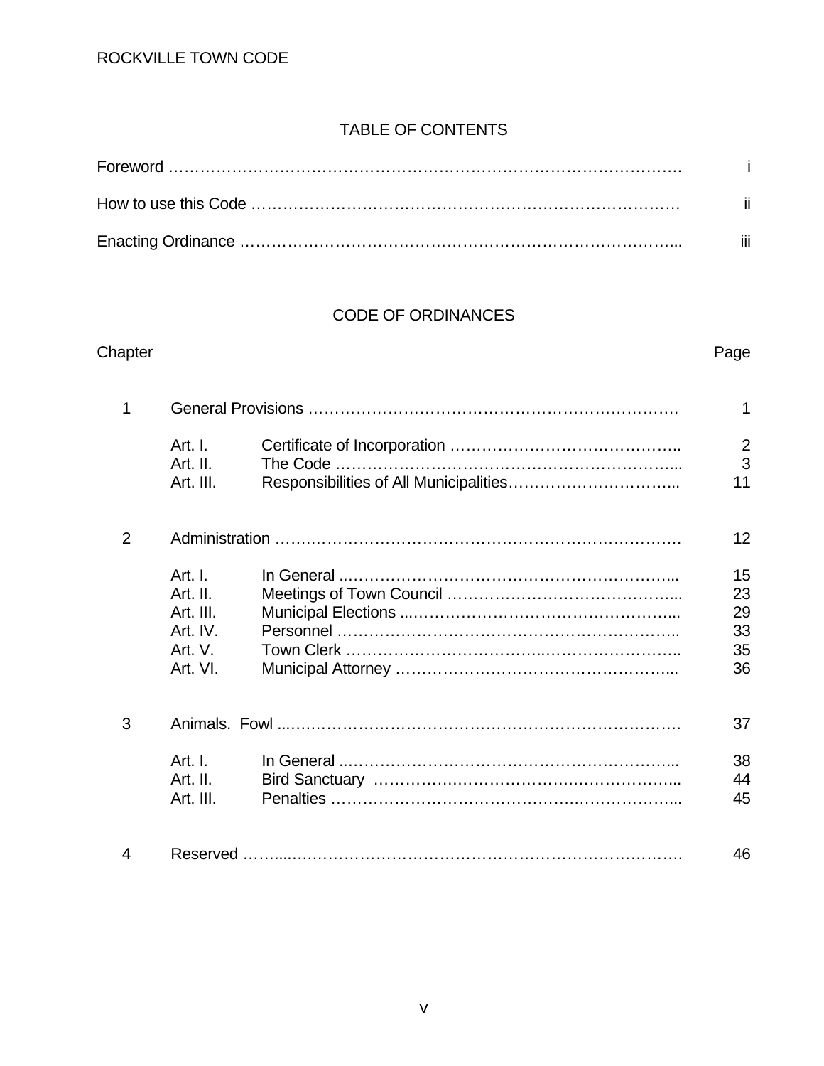# TABLE OF CONTENTS

| | |
|---|---|
| Foreword | i |
| How to use this Code | ii |
| Enacting Ordinance | iii |

## CODE OF ORDINANCES

| Chapter | | | Page |
|---|---|---|---|
| 1 | General Provisions | | 1 |
| | Art. I. | Certificate of Incorporation | 2 |
| | Art. II. | The Code | 3 |
| | Art. III. | Responsibilities of All Municipalities | 11 |
| 2 | Administration | | 12 |
| | Art. I. | In General | 15 |
| | Art. II. | Meetings of Town Council | 23 |
| | Art. III. | Municipal Elections | 29 |
| | Art. IV. | Personnel | 33 |
| | Art. V. | Town Clerk | 35 |
| | Art. VI. | Municipal Attorney | 36 |
| 3 | Animals. Fowl | | 37 |
| | Art. I. | In General | 38 |
| | Art. II. | Bird Sanctuary | 44 |
| | Art. III. | Penalties | 45 |
| 4 | Reserved | | 46 |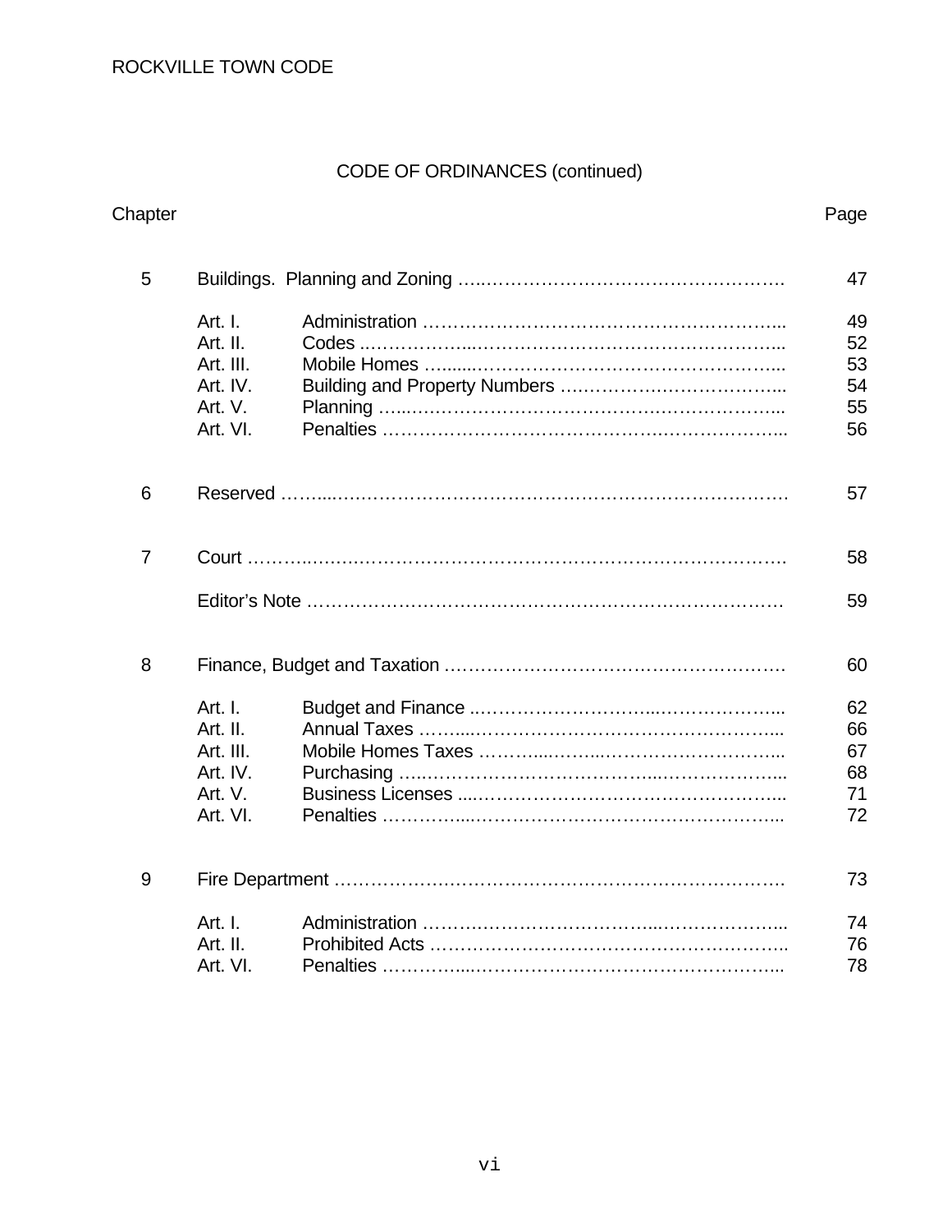# CODE OF ORDINANCES (continued)

| Chapter | | | Page |
|---|---|---|---|
| 5 | Buildings. Planning and Zoning | | 47 |
| | Art. I. | Administration | 49 |
| | Art. II. | Codes | 52 |
| | Art. III. | Mobile Homes | 53 |
| | Art. IV. | Building and Property Numbers | 54 |
| | Art. V. | Planning | 55 |
| | Art. VI. | Penalties | 56 |
| 6 | Reserved | | 57 |
| 7 | Court | | 58 |
| | Editor's Note | | 59 |
| 8 | Finance, Budget and Taxation | | 60 |
| | Art. I. | Budget and Finance | 62 |
| | Art. II. | Annual Taxes | 66 |
| | Art. III. | Mobile Homes Taxes | 67 |
| | Art. IV. | Purchasing | 68 |
| | Art. V. | Business Licenses | 71 |
| | Art. VI. | Penalties | 72 |
| 9 | Fire Department | | 73 |
| | Art. I. | Administration | 74 |
| | Art. II. | Prohibited Acts | 76 |
| | Art. VI. | Penalties | 78 |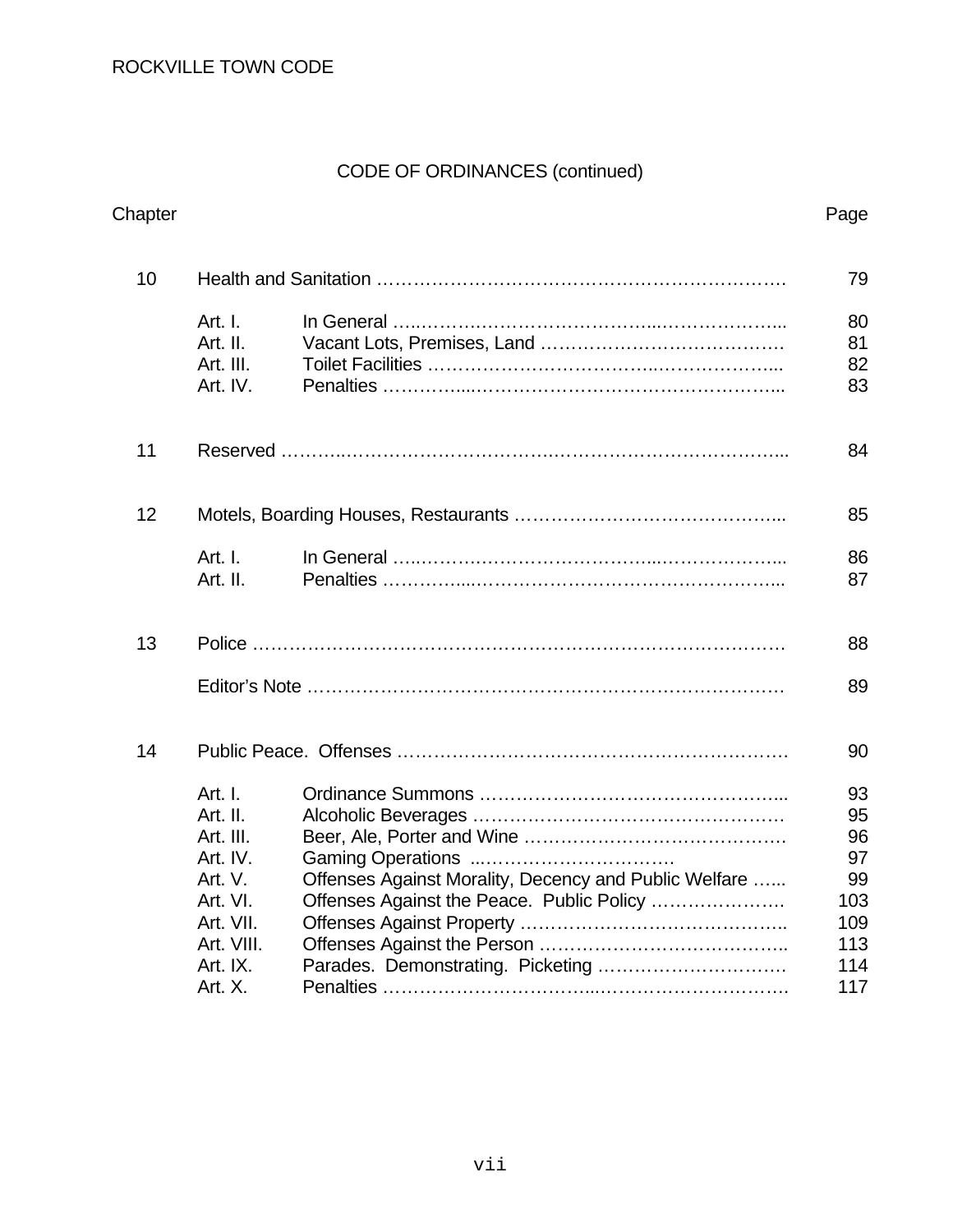## CODE OF ORDINANCES (continued)

| Chapter | | | Page |
|---|---|---|---|
| 10 | Health and Sanitation | | 79 |
| | Art. I. | In General | 80 |
| | Art. II. | Vacant Lots, Premises, Land | 81 |
| | Art. III. | Toilet Facilities | 82 |
| | Art. IV. | Penalties | 83 |
| 11 | Reserved | | 84 |
| 12 | Motels, Boarding Houses, Restaurants | | 85 |
| | Art. I. | In General | 86 |
| | Art. II. | Penalties | 87 |
| 13 | Police | | 88 |
| | Editor's Note | | 89 |
| 14 | Public Peace. Offenses | | 90 |
| | Art. I. | Ordinance Summons | 93 |
| | Art. II. | Alcoholic Beverages | 95 |
| | Art. III. | Beer, Ale, Porter and Wine | 96 |
| | Art. IV. | Gaming Operations | 97 |
| | Art. V. | Offenses Against Morality, Decency and Public Welfare | 99 |
| | Art. VI. | Offenses Against the Peace. Public Policy | 103 |
| | Art. VII. | Offenses Against Property | 109 |
| | Art. VIII. | Offenses Against the Person | 113 |
| | Art. IX. | Parades. Demonstrating. Picketing | 114 |
| | Art. X. | Penalties | 117 |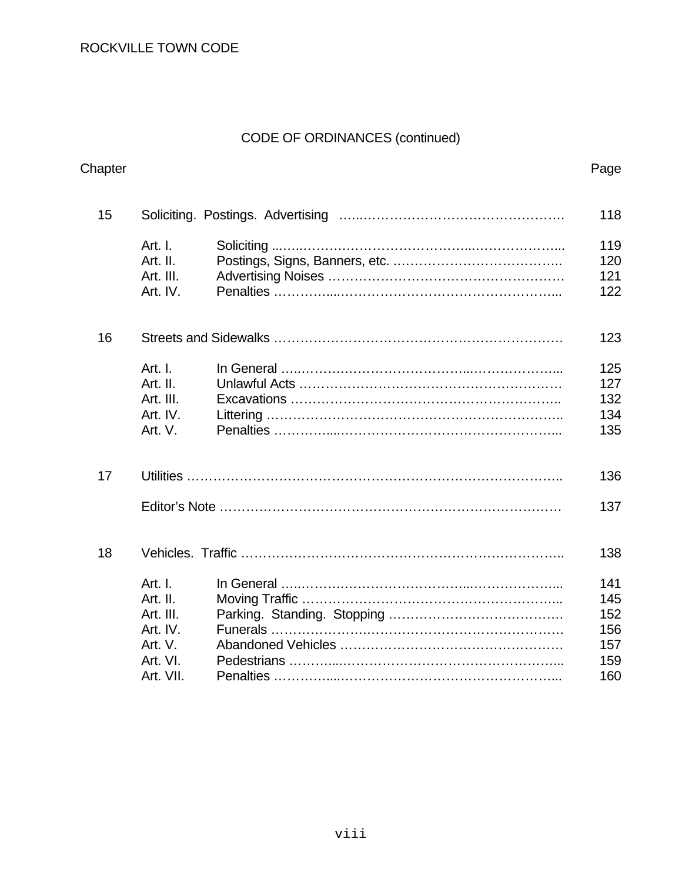## CODE OF ORDINANCES (continued)

| Chapter | | | Page |
|---|---|---|---|
| 15 | Soliciting. Postings. Advertising | | 118 |
| | Art. I. | Soliciting | 119 |
| | Art. II. | Postings, Signs, Banners, etc. | 120 |
| | Art. III. | Advertising Noises | 121 |
| | Art. IV. | Penalties | 122 |
| 16 | Streets and Sidewalks | | 123 |
| | Art. I. | In General | 125 |
| | Art. II. | Unlawful Acts | 127 |
| | Art. III. | Excavations | 132 |
| | Art. IV. | Littering | 134 |
| | Art. V. | Penalties | 135 |
| 17 | Utilities | | 136 |
| | Editor's Note | | 137 |
| 18 | Vehicles. Traffic | | 138 |
| | Art. I. | In General | 141 |
| | Art. II. | Moving Traffic | 145 |
| | Art. III. | Parking. Standing. Stopping | 152 |
| | Art. IV. | Funerals | 156 |
| | Art. V. | Abandoned Vehicles | 157 |
| | Art. VI. | Pedestrians | 159 |
| | Art. VII. | Penalties | 160 |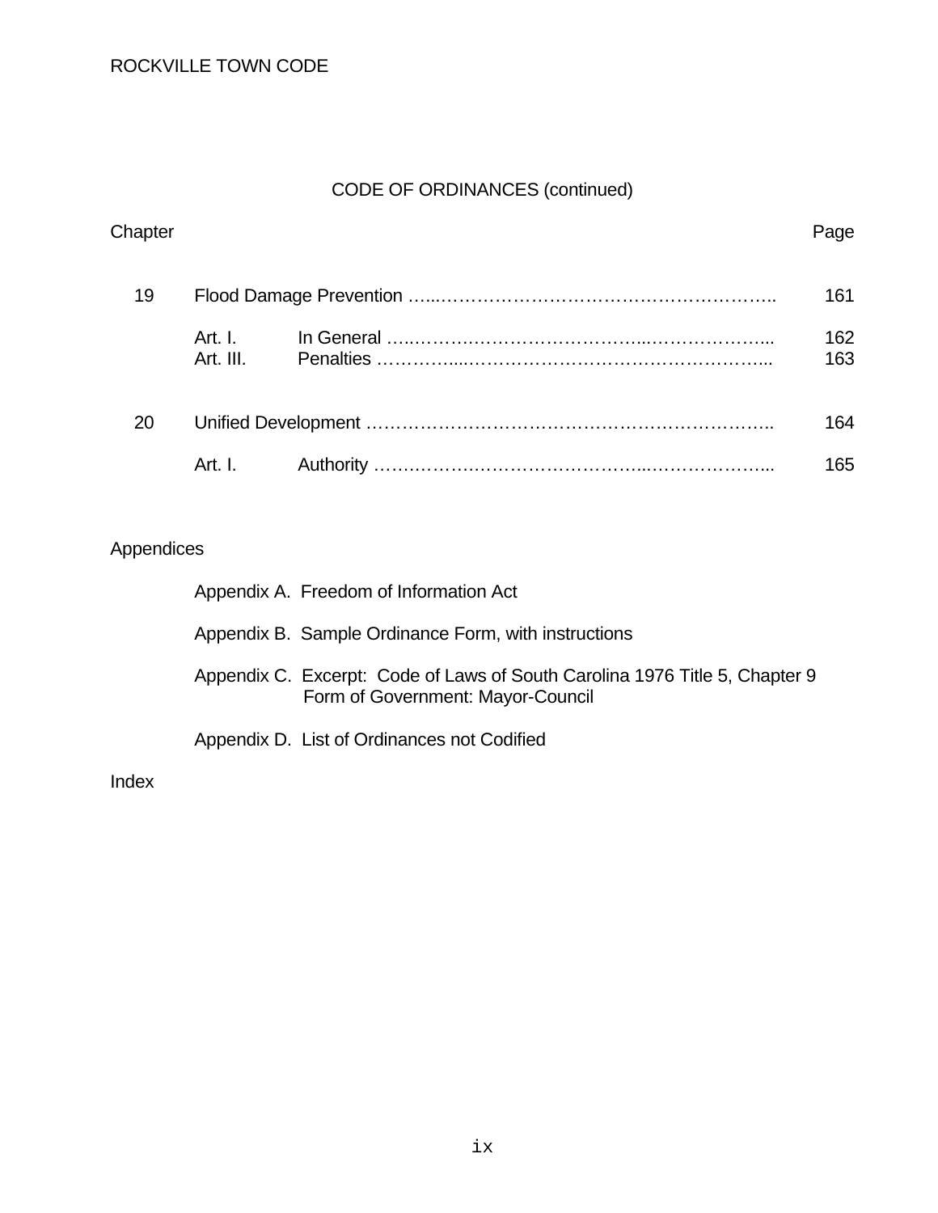## CODE OF ORDINANCES (continued)

| Chapter | | | Page |
|---|---|---|---|
| 19 | Flood Damage Prevention …………………………………………………….. | | 161 |
| | Art. I. | In General ……………………………………………………... | 162 |
| | Art. III. | Penalties ……………………………………………………... | 163 |
| 20 | Unified Development …………………………………………………………….. | | 164 |
| | Art. I. | Authority ……………………………………………………... | 165 |

Appendices

Appendix A. Freedom of Information Act

Appendix B. Sample Ordinance Form, with instructions

Appendix C. Excerpt: Code of Laws of South Carolina 1976 Title 5, Chapter 9
Form of Government: Mayor-Council

Appendix D. List of Ordinances not Codified

Index